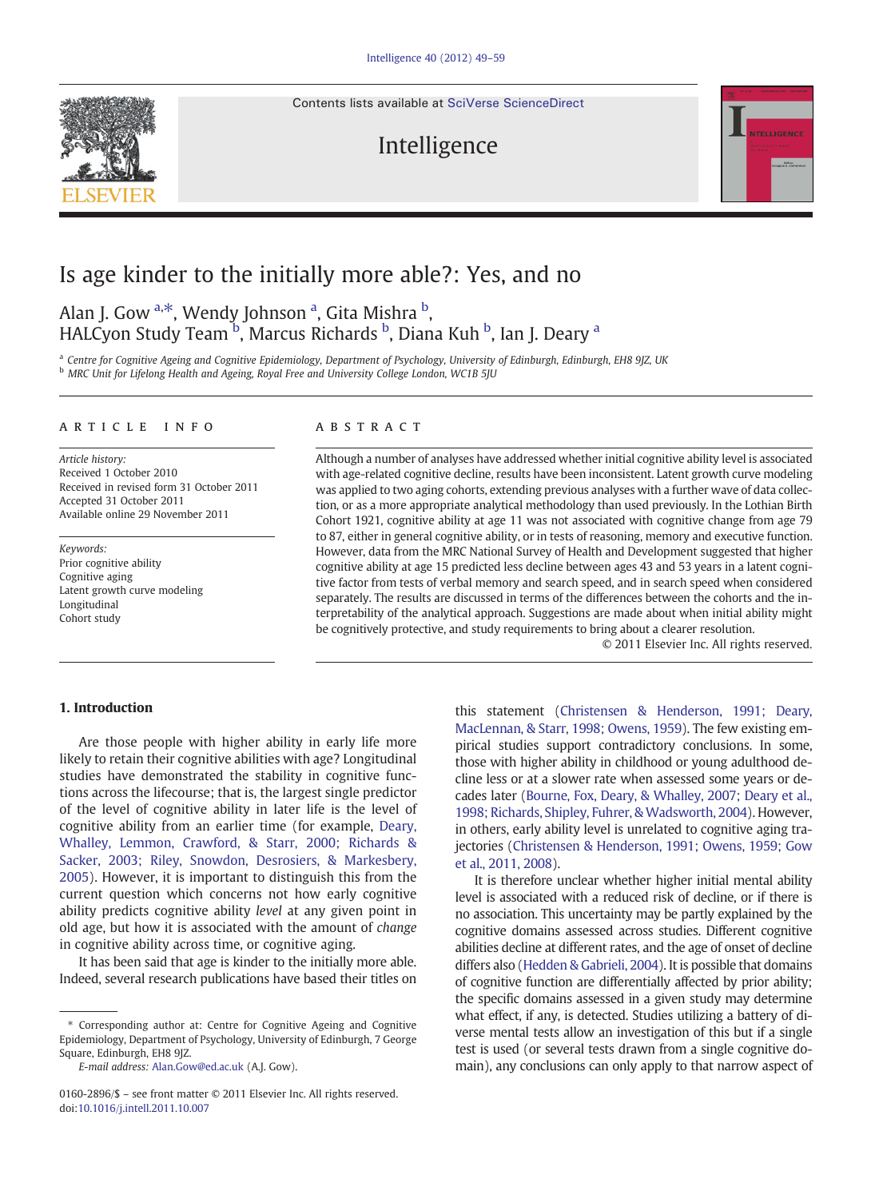# Is age kinder to the initially more able?: Yes, and no

Alan J. Gow [a,*], Wendy Johnson [a], Gita Mishra [b], HALCyon Study Team [b], Marcus Richards [b], Diana Kuh [b], Ian J. Deary [a]

[a] Centre for Cognitive Ageing and Cognitive Epidemiology, Department of Psychology, University of Edinburgh, Edinburgh, EH8 9JZ, UK
[b] MRC Unit for Lifelong Health and Ageing, Royal Free and University College London, WC1B 5JU

## ARTICLE INFO

*Article history:*
Received 1 October 2010
Received in revised form 31 October 2011
Accepted 31 October 2011
Available online 29 November 2011

*Keywords:*
Prior cognitive ability
Cognitive aging
Latent growth curve modeling
Longitudinal
Cohort study

## ABSTRACT

Although a number of analyses have addressed whether initial cognitive ability level is associated with age-related cognitive decline, results have been inconsistent. Latent growth curve modeling was applied to two aging cohorts, extending previous analyses with a further wave of data collection, or as a more appropriate analytical methodology than used previously. In the Lothian Birth Cohort 1921, cognitive ability at age 11 was not associated with cognitive change from age 79 to 87, either in general cognitive ability, or in tests of reasoning, memory and executive function. However, data from the MRC National Survey of Health and Development suggested that higher cognitive ability at age 15 predicted less decline between ages 43 and 53 years in a latent cognitive factor from tests of verbal memory and search speed, and in search speed when considered separately. The results are discussed in terms of the differences between the cohorts and the interpretability of the analytical approach. Suggestions are made about when initial ability might be cognitively protective, and study requirements to bring about a clearer resolution.

© 2011 Elsevier Inc. All rights reserved.

## 1. Introduction

Are those people with higher ability in early life more likely to retain their cognitive abilities with age? Longitudinal studies have demonstrated the stability in cognitive functions across the lifecourse; that is, the largest single predictor of the level of cognitive ability in later life is the level of cognitive ability from an earlier time (for example, Deary, Whalley, Lemmon, Crawford, & Starr, 2000; Richards & Sacker, 2003; Riley, Snowdon, Desrosiers, & Markesbery, 2005). However, it is important to distinguish this from the current question which concerns not how early cognitive ability predicts cognitive ability *level* at any given point in old age, but how it is associated with the amount of *change* in cognitive ability across time, or cognitive aging.

It has been said that age is kinder to the initially more able. Indeed, several research publications have based their titles on this statement (Christensen & Henderson, 1991; Deary, MacLennan, & Starr, 1998; Owens, 1959). The few existing empirical studies support contradictory conclusions. In some, those with higher ability in childhood or young adulthood decline less or at a slower rate when assessed some years or decades later (Bourne, Fox, Deary, & Whalley, 2007; Deary et al., 1998; Richards, Shipley, Fuhrer, & Wadsworth, 2004). However, in others, early ability level is unrelated to cognitive aging trajectories (Christensen & Henderson, 1991; Owens, 1959; Gow et al., 2011, 2008).

It is therefore unclear whether higher initial mental ability level is associated with a reduced risk of decline, or if there is no association. This uncertainty may be partly explained by the cognitive domains assessed across studies. Different cognitive abilities decline at different rates, and the age of onset of decline differs also (Hedden & Gabrieli, 2004). It is possible that domains of cognitive function are differentially affected by prior ability; the specific domains assessed in a given study may determine what effect, if any, is detected. Studies utilizing a battery of diverse mental tests allow an investigation of this but if a single test is used (or several tests drawn from a single cognitive domain), any conclusions can only apply to that narrow aspect of

\* Corresponding author at: Centre for Cognitive Ageing and Cognitive Epidemiology, Department of Psychology, University of Edinburgh, 7 George Square, Edinburgh, EH8 9JZ.
*E-mail address:* Alan.Gow@ed.ac.uk (A.J. Gow).

0160-2896/$ – see front matter © 2011 Elsevier Inc. All rights reserved.
doi:10.1016/j.intell.2011.10.007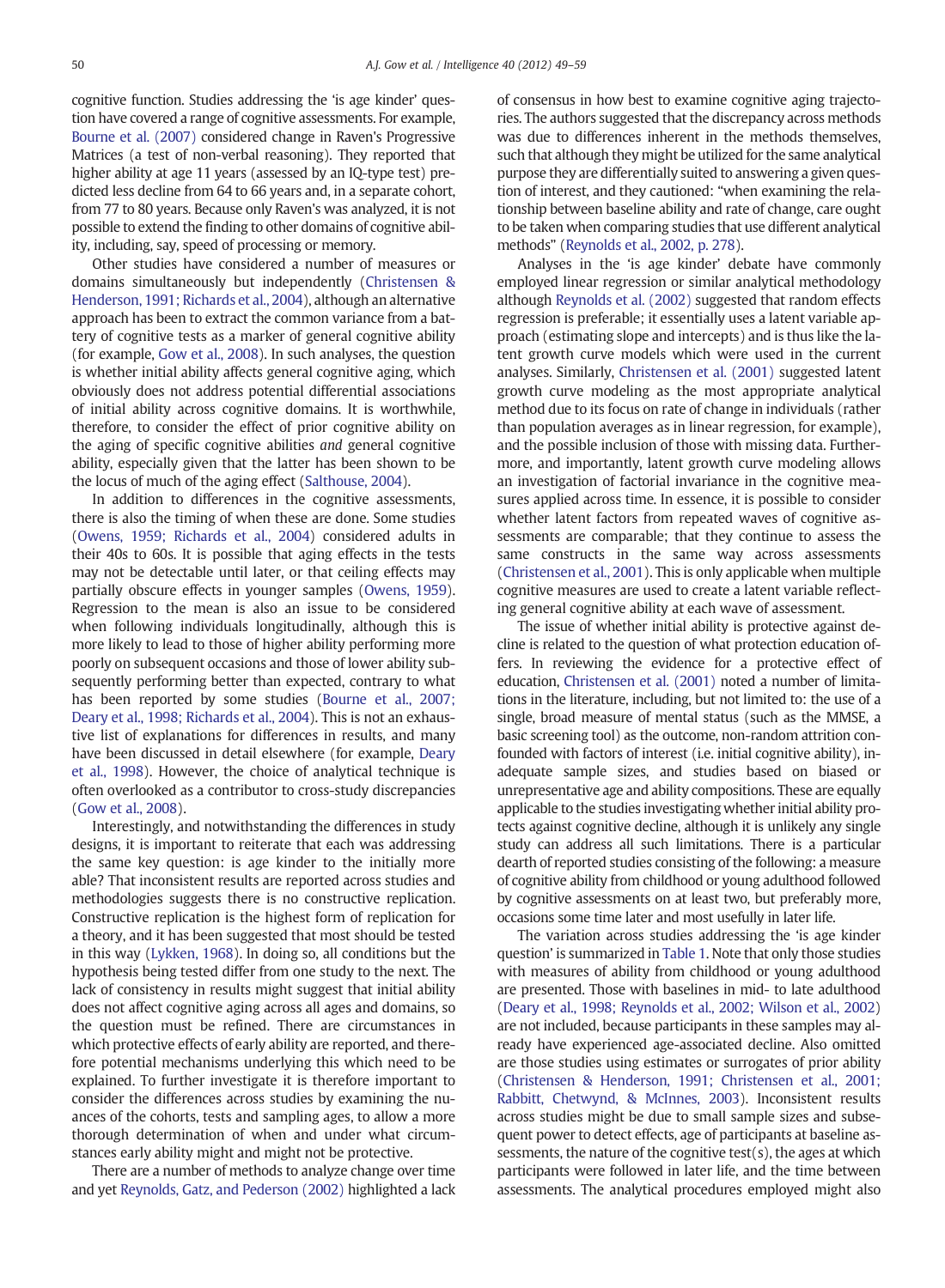cognitive function. Studies addressing the 'is age kinder' question have covered a range of cognitive assessments. For example, Bourne et al. (2007) considered change in Raven's Progressive Matrices (a test of non-verbal reasoning). They reported that higher ability at age 11 years (assessed by an IQ-type test) predicted less decline from 64 to 66 years and, in a separate cohort, from 77 to 80 years. Because only Raven's was analyzed, it is not possible to extend the finding to other domains of cognitive ability, including, say, speed of processing or memory.

Other studies have considered a number of measures or domains simultaneously but independently (Christensen & Henderson, 1991; Richards et al., 2004), although an alternative approach has been to extract the common variance from a battery of cognitive tests as a marker of general cognitive ability (for example, Gow et al., 2008). In such analyses, the question is whether initial ability affects general cognitive aging, which obviously does not address potential differential associations of initial ability across cognitive domains. It is worthwhile, therefore, to consider the effect of prior cognitive ability on the aging of specific cognitive abilities *and* general cognitive ability, especially given that the latter has been shown to be the locus of much of the aging effect (Salthouse, 2004).

In addition to differences in the cognitive assessments, there is also the timing of when these are done. Some studies (Owens, 1959; Richards et al., 2004) considered adults in their 40s to 60s. It is possible that aging effects in the tests may not be detectable until later, or that ceiling effects may partially obscure effects in younger samples (Owens, 1959). Regression to the mean is also an issue to be considered when following individuals longitudinally, although this is more likely to lead to those of higher ability performing more poorly on subsequent occasions and those of lower ability subsequently performing better than expected, contrary to what has been reported by some studies (Bourne et al., 2007; Deary et al., 1998; Richards et al., 2004). This is not an exhaustive list of explanations for differences in results, and many have been discussed in detail elsewhere (for example, Deary et al., 1998). However, the choice of analytical technique is often overlooked as a contributor to cross-study discrepancies (Gow et al., 2008).

Interestingly, and notwithstanding the differences in study designs, it is important to reiterate that each was addressing the same key question: is age kinder to the initially more able? That inconsistent results are reported across studies and methodologies suggests there is no constructive replication. Constructive replication is the highest form of replication for a theory, and it has been suggested that most should be tested in this way (Lykken, 1968). In doing so, all conditions but the hypothesis being tested differ from one study to the next. The lack of consistency in results might suggest that initial ability does not affect cognitive aging across all ages and domains, so the question must be refined. There are circumstances in which protective effects of early ability are reported, and therefore potential mechanisms underlying this which need to be explained. To further investigate it is therefore important to consider the differences across studies by examining the nuances of the cohorts, tests and sampling ages, to allow a more thorough determination of when and under what circumstances early ability might and might not be protective.

There are a number of methods to analyze change over time and yet Reynolds, Gatz, and Pederson (2002) highlighted a lack of consensus in how best to examine cognitive aging trajectories. The authors suggested that the discrepancy across methods was due to differences inherent in the methods themselves, such that although they might be utilized for the same analytical purpose they are differentially suited to answering a given question of interest, and they cautioned: "when examining the relationship between baseline ability and rate of change, care ought to be taken when comparing studies that use different analytical methods" (Reynolds et al., 2002, p. 278).

Analyses in the 'is age kinder' debate have commonly employed linear regression or similar analytical methodology although Reynolds et al. (2002) suggested that random effects regression is preferable; it essentially uses a latent variable approach (estimating slope and intercepts) and is thus like the latent growth curve models which were used in the current analyses. Similarly, Christensen et al. (2001) suggested latent growth curve modeling as the most appropriate analytical method due to its focus on rate of change in individuals (rather than population averages as in linear regression, for example), and the possible inclusion of those with missing data. Furthermore, and importantly, latent growth curve modeling allows an investigation of factorial invariance in the cognitive measures applied across time. In essence, it is possible to consider whether latent factors from repeated waves of cognitive assessments are comparable; that they continue to assess the same constructs in the same way across assessments (Christensen et al., 2001). This is only applicable when multiple cognitive measures are used to create a latent variable reflecting general cognitive ability at each wave of assessment.

The issue of whether initial ability is protective against decline is related to the question of what protection education offers. In reviewing the evidence for a protective effect of education, Christensen et al. (2001) noted a number of limitations in the literature, including, but not limited to: the use of a single, broad measure of mental status (such as the MMSE, a basic screening tool) as the outcome, non-random attrition confounded with factors of interest (i.e. initial cognitive ability), inadequate sample sizes, and studies based on biased or unrepresentative age and ability compositions. These are equally applicable to the studies investigating whether initial ability protects against cognitive decline, although it is unlikely any single study can address all such limitations. There is a particular dearth of reported studies consisting of the following: a measure of cognitive ability from childhood or young adulthood followed by cognitive assessments on at least two, but preferably more, occasions some time later and most usefully in later life.

The variation across studies addressing the 'is age kinder question' is summarized in Table 1. Note that only those studies with measures of ability from childhood or young adulthood are presented. Those with baselines in mid- to late adulthood (Deary et al., 1998; Reynolds et al., 2002; Wilson et al., 2002) are not included, because participants in these samples may already have experienced age-associated decline. Also omitted are those studies using estimates or surrogates of prior ability (Christensen & Henderson, 1991; Christensen et al., 2001; Rabbitt, Chetwynd, & McInnes, 2003). Inconsistent results across studies might be due to small sample sizes and subsequent power to detect effects, age of participants at baseline assessments, the nature of the cognitive test(s), the ages at which participants were followed in later life, and the time between assessments. The analytical procedures employed might also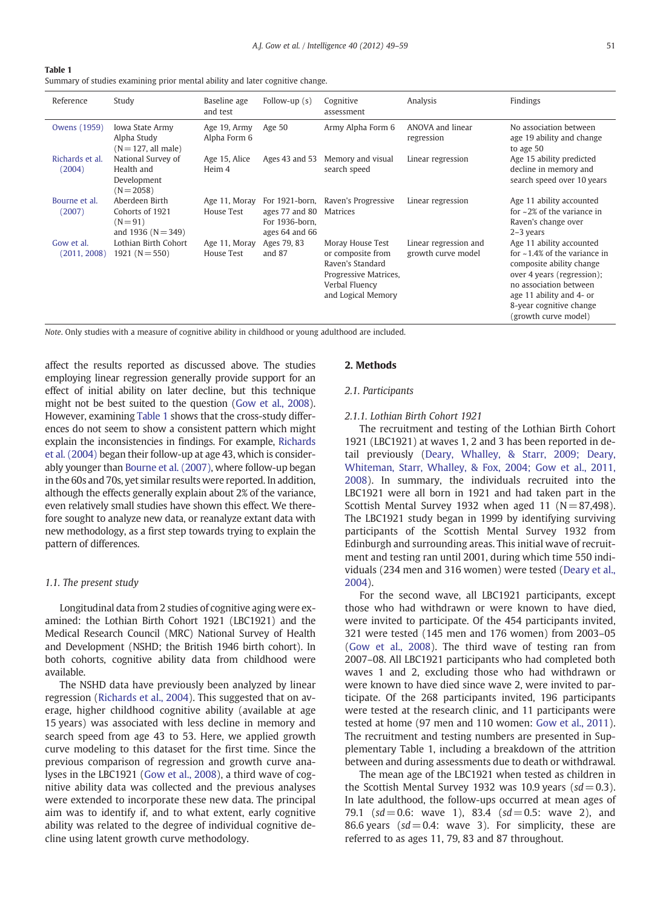**Table 1**
Summary of studies examining prior mental ability and later cognitive change.

| Reference | Study | Baseline age and test | Follow-up (s) | Cognitive assessment | Analysis | Findings |
|---|---|---|---|---|---|---|
| Owens (1959) | Iowa State Army Alpha Study (N = 127, all male) | Age 19, Army Alpha Form 6 | Age 50 | Army Alpha Form 6 | ANOVA and linear regression | No association between age 19 ability and change to age 50 |
| Richards et al. (2004) | National Survey of Health and Development (N = 2058) | Age 15, Alice Heim 4 | Ages 43 and 53 | Memory and visual search speed | Linear regression | Age 15 ability predicted decline in memory and search speed over 10 years |
| Bourne et al. (2007) | Aberdeen Birth Cohorts of 1921 (N = 91) and 1936 (N = 349) | Age 11, Moray House Test | For 1921-born, ages 77 and 80 For 1936-born, ages 64 and 66 | Raven's Progressive Matrices | Linear regression | Age 11 ability accounted for ~2% of the variance in Raven's change over 2–3 years |
| Gow et al. (2011, 2008) | Lothian Birth Cohort 1921 (N = 550) | Age 11, Moray House Test | Ages 79, 83 and 87 | Moray House Test or composite from Raven's Standard Progressive Matrices, Verbal Fluency and Logical Memory | Linear regression and growth curve model | Age 11 ability accounted for ~1.4% of the variance in composite ability change over 4 years (regression); no association between age 11 ability and 4- or 8-year cognitive change (growth curve model) |

*Note*. Only studies with a measure of cognitive ability in childhood or young adulthood are included.

affect the results reported as discussed above. The studies employing linear regression generally provide support for an effect of initial ability on later decline, but this technique might not be best suited to the question (Gow et al., 2008). However, examining Table 1 shows that the cross-study differences do not seem to show a consistent pattern which might explain the inconsistencies in findings. For example, Richards et al. (2004) began their follow-up at age 43, which is considerably younger than Bourne et al. (2007), where follow-up began in the 60s and 70s, yet similar results were reported. In addition, although the effects generally explain about 2% of the variance, even relatively small studies have shown this effect. We therefore sought to analyze new data, or reanalyze extant data with new methodology, as a first step towards trying to explain the pattern of differences.

### 1.1. The present study

Longitudinal data from 2 studies of cognitive aging were examined: the Lothian Birth Cohort 1921 (LBC1921) and the Medical Research Council (MRC) National Survey of Health and Development (NSHD; the British 1946 birth cohort). In both cohorts, cognitive ability data from childhood were available.

The NSHD data have previously been analyzed by linear regression (Richards et al., 2004). This suggested that on average, higher childhood cognitive ability (available at age 15 years) was associated with less decline in memory and search speed from age 43 to 53. Here, we applied growth curve modeling to this dataset for the first time. Since the previous comparison of regression and growth curve analyses in the LBC1921 (Gow et al., 2008), a third wave of cognitive ability data was collected and the previous analyses were extended to incorporate these new data. The principal aim was to identify if, and to what extent, early cognitive ability was related to the degree of individual cognitive decline using latent growth curve methodology.

## 2. Methods

### 2.1. Participants

#### 2.1.1. Lothian Birth Cohort 1921

The recruitment and testing of the Lothian Birth Cohort 1921 (LBC1921) at waves 1, 2 and 3 has been reported in detail previously (Deary, Whalley, & Starr, 2009; Deary, Whiteman, Starr, Whalley, & Fox, 2004; Gow et al., 2011, 2008). In summary, the individuals recruited into the LBC1921 were all born in 1921 and had taken part in the Scottish Mental Survey 1932 when aged 11 (N = 87,498). The LBC1921 study began in 1999 by identifying surviving participants of the Scottish Mental Survey 1932 from Edinburgh and surrounding areas. This initial wave of recruitment and testing ran until 2001, during which time 550 individuals (234 men and 316 women) were tested (Deary et al., 2004).

For the second wave, all LBC1921 participants, except those who had withdrawn or were known to have died, were invited to participate. Of the 454 participants invited, 321 were tested (145 men and 176 women) from 2003–05 (Gow et al., 2008). The third wave of testing ran from 2007–08. All LBC1921 participants who had completed both waves 1 and 2, excluding those who had withdrawn or were known to have died since wave 2, were invited to participate. Of the 268 participants invited, 196 participants were tested at the research clinic, and 11 participants were tested at home (97 men and 110 women: Gow et al., 2011). The recruitment and testing numbers are presented in Supplementary Table 1, including a breakdown of the attrition between and during assessments due to death or withdrawal.

The mean age of the LBC1921 when tested as children in the Scottish Mental Survey 1932 was 10.9 years (*sd* = 0.3). In late adulthood, the follow-ups occurred at mean ages of 79.1 (*sd* = 0.6: wave 1), 83.4 (*sd* = 0.5: wave 2), and 86.6 years (*sd* = 0.4: wave 3). For simplicity, these are referred to as ages 11, 79, 83 and 87 throughout.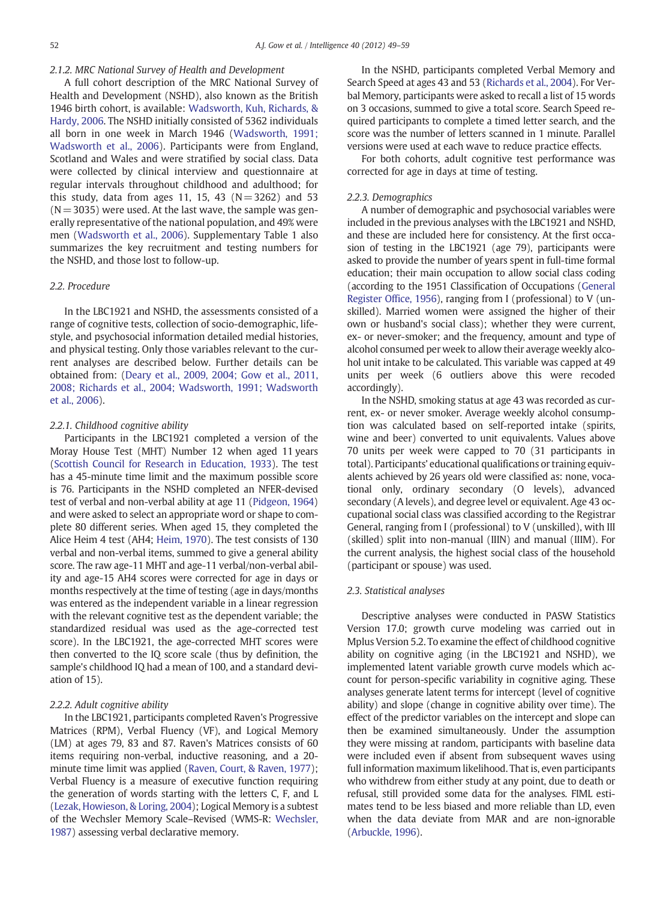#### 2.1.2. MRC National Survey of Health and Development

A full cohort description of the MRC National Survey of Health and Development (NSHD), also known as the British 1946 birth cohort, is available: Wadsworth, Kuh, Richards, & Hardy, 2006. The NSHD initially consisted of 5362 individuals all born in one week in March 1946 (Wadsworth, 1991; Wadsworth et al., 2006). Participants were from England, Scotland and Wales and were stratified by social class. Data were collected by clinical interview and questionnaire at regular intervals throughout childhood and adulthood; for this study, data from ages 11, 15, 43 (N = 3262) and 53 (N = 3035) were used. At the last wave, the sample was generally representative of the national population, and 49% were men (Wadsworth et al., 2006). Supplementary Table 1 also summarizes the key recruitment and testing numbers for the NSHD, and those lost to follow-up.

### 2.2. Procedure

In the LBC1921 and NSHD, the assessments consisted of a range of cognitive tests, collection of socio-demographic, lifestyle, and psychosocial information detailed medial histories, and physical testing. Only those variables relevant to the current analyses are described below. Further details can be obtained from: (Deary et al., 2009, 2004; Gow et al., 2011, 2008; Richards et al., 2004; Wadsworth, 1991; Wadsworth et al., 2006).

#### 2.2.1. Childhood cognitive ability

Participants in the LBC1921 completed a version of the Moray House Test (MHT) Number 12 when aged 11 years (Scottish Council for Research in Education, 1933). The test has a 45-minute time limit and the maximum possible score is 76. Participants in the NSHD completed an NFER-devised test of verbal and non-verbal ability at age 11 (Pidgeon, 1964) and were asked to select an appropriate word or shape to complete 80 different series. When aged 15, they completed the Alice Heim 4 test (AH4; Heim, 1970). The test consists of 130 verbal and non-verbal items, summed to give a general ability score. The raw age-11 MHT and age-11 verbal/non-verbal ability and age-15 AH4 scores were corrected for age in days or months respectively at the time of testing (age in days/months was entered as the independent variable in a linear regression with the relevant cognitive test as the dependent variable; the standardized residual was used as the age-corrected test score). In the LBC1921, the age-corrected MHT scores were then converted to the IQ score scale (thus by definition, the sample's childhood IQ had a mean of 100, and a standard deviation of 15).

#### 2.2.2. Adult cognitive ability

In the LBC1921, participants completed Raven's Progressive Matrices (RPM), Verbal Fluency (VF), and Logical Memory (LM) at ages 79, 83 and 87. Raven's Matrices consists of 60 items requiring non-verbal, inductive reasoning, and a 20-minute time limit was applied (Raven, Court, & Raven, 1977); Verbal Fluency is a measure of executive function requiring the generation of words starting with the letters C, F, and L (Lezak, Howieson, & Loring, 2004); Logical Memory is a subtest of the Wechsler Memory Scale–Revised (WMS-R: Wechsler, 1987) assessing verbal declarative memory.

In the NSHD, participants completed Verbal Memory and Search Speed at ages 43 and 53 (Richards et al., 2004). For Verbal Memory, participants were asked to recall a list of 15 words on 3 occasions, summed to give a total score. Search Speed required participants to complete a timed letter search, and the score was the number of letters scanned in 1 minute. Parallel versions were used at each wave to reduce practice effects.

For both cohorts, adult cognitive test performance was corrected for age in days at time of testing.

#### 2.2.3. Demographics

A number of demographic and psychosocial variables were included in the previous analyses with the LBC1921 and NSHD, and these are included here for consistency. At the first occasion of testing in the LBC1921 (age 79), participants were asked to provide the number of years spent in full-time formal education; their main occupation to allow social class coding (according to the 1951 Classification of Occupations (General Register Office, 1956), ranging from I (professional) to V (unskilled). Married women were assigned the higher of their own or husband's social class); whether they were current, ex- or never-smoker; and the frequency, amount and type of alcohol consumed per week to allow their average weekly alcohol unit intake to be calculated. This variable was capped at 49 units per week (6 outliers above this were recoded accordingly).

In the NSHD, smoking status at age 43 was recorded as current, ex- or never smoker. Average weekly alcohol consumption was calculated based on self-reported intake (spirits, wine and beer) converted to unit equivalents. Values above 70 units per week were capped to 70 (31 participants in total). Participants' educational qualifications or training equivalents achieved by 26 years old were classified as: none, vocational only, ordinary secondary (O levels), advanced secondary (A levels), and degree level or equivalent. Age 43 occupational social class was classified according to the Registrar General, ranging from I (professional) to V (unskilled), with III (skilled) split into non-manual (IIIN) and manual (IIIM). For the current analysis, the highest social class of the household (participant or spouse) was used.

### 2.3. Statistical analyses

Descriptive analyses were conducted in PASW Statistics Version 17.0; growth curve modeling was carried out in Mplus Version 5.2. To examine the effect of childhood cognitive ability on cognitive aging (in the LBC1921 and NSHD), we implemented latent variable growth curve models which account for person-specific variability in cognitive aging. These analyses generate latent terms for intercept (level of cognitive ability) and slope (change in cognitive ability over time). The effect of the predictor variables on the intercept and slope can then be examined simultaneously. Under the assumption they were missing at random, participants with baseline data were included even if absent from subsequent waves using full information maximum likelihood. That is, even participants who withdrew from either study at any point, due to death or refusal, still provided some data for the analyses. FIML estimates tend to be less biased and more reliable than LD, even when the data deviate from MAR and are non-ignorable (Arbuckle, 1996).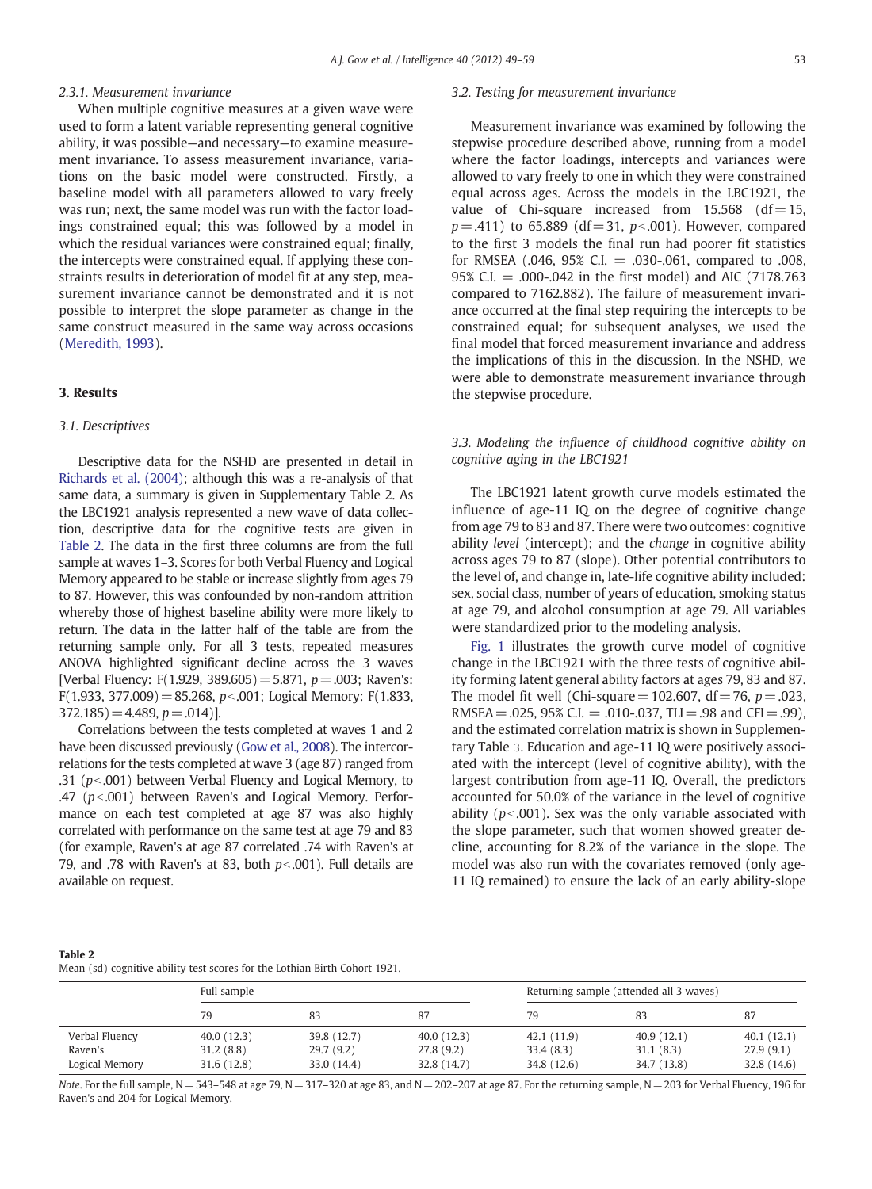#### 2.3.1. Measurement invariance

When multiple cognitive measures at a given wave were used to form a latent variable representing general cognitive ability, it was possible—and necessary—to examine measurement invariance. To assess measurement invariance, variations on the basic model were constructed. Firstly, a baseline model with all parameters allowed to vary freely was run; next, the same model was run with the factor loadings constrained equal; this was followed by a model in which the residual variances were constrained equal; finally, the intercepts were constrained equal. If applying these constraints results in deterioration of model fit at any step, measurement invariance cannot be demonstrated and it is not possible to interpret the slope parameter as change in the same construct measured in the same way across occasions (Meredith, 1993).

## 3. Results

### 3.1. Descriptives

Descriptive data for the NSHD are presented in detail in Richards et al. (2004); although this was a re-analysis of that same data, a summary is given in Supplementary Table 2. As the LBC1921 analysis represented a new wave of data collection, descriptive data for the cognitive tests are given in Table 2. The data in the first three columns are from the full sample at waves 1–3. Scores for both Verbal Fluency and Logical Memory appeared to be stable or increase slightly from ages 79 to 87. However, this was confounded by non-random attrition whereby those of highest baseline ability were more likely to return. The data in the latter half of the table are from the returning sample only. For all 3 tests, repeated measures ANOVA highlighted significant decline across the 3 waves [Verbal Fluency: $F(1.929, 389.605) = 5.871$, $p = .003$; Raven's: $F(1.933, 377.009) = 85.268$, $p < .001$; Logical Memory: $F(1.833, 372.185) = 4.489$, $p = .014$)].

Correlations between the tests completed at waves 1 and 2 have been discussed previously (Gow et al., 2008). The intercorrelations for the tests completed at wave 3 (age 87) ranged from .31 ($p < .001$) between Verbal Fluency and Logical Memory, to .47 ($p < .001$) between Raven's and Logical Memory. Performance on each test completed at age 87 was also highly correlated with performance on the same test at age 79 and 83 (for example, Raven's at age 87 correlated .74 with Raven's at 79, and .78 with Raven's at 83, both $p < .001$). Full details are available on request.

### 3.2. Testing for measurement invariance

Measurement invariance was examined by following the stepwise procedure described above, running from a model where the factor loadings, intercepts and variances were allowed to vary freely to one in which they were constrained equal across ages. Across the models in the LBC1921, the value of Chi-square increased from 15.568 (df = 15, $p = .411$) to 65.889 (df = 31, $p < .001$). However, compared to the first 3 models the final run had poorer fit statistics for RMSEA (.046, 95% C.I. = .030-.061, compared to .008, 95% C.I. = .000-.042 in the first model) and AIC (7178.763 compared to 7162.882). The failure of measurement invariance occurred at the final step requiring the intercepts to be constrained equal; for subsequent analyses, we used the final model that forced measurement invariance and address the implications of this in the discussion. In the NSHD, we were able to demonstrate measurement invariance through the stepwise procedure.

### 3.3. Modeling the influence of childhood cognitive ability on cognitive aging in the LBC1921

The LBC1921 latent growth curve models estimated the influence of age-11 IQ on the degree of cognitive change from age 79 to 83 and 87. There were two outcomes: cognitive ability *level* (intercept); and the *change* in cognitive ability across ages 79 to 87 (slope). Other potential contributors to the level of, and change in, late-life cognitive ability included: sex, social class, number of years of education, smoking status at age 79, and alcohol consumption at age 79. All variables were standardized prior to the modeling analysis.

Fig. 1 illustrates the growth curve model of cognitive change in the LBC1921 with the three tests of cognitive ability forming latent general ability factors at ages 79, 83 and 87. The model fit well (Chi-square = 102.607, df = 76, $p = .023$, RMSEA = .025, 95% C.I. = .010-.037, TLI = .98 and CFI = .99), and the estimated correlation matrix is shown in Supplementary Table 3. Education and age-11 IQ were positively associated with the intercept (level of cognitive ability), with the largest contribution from age-11 IQ. Overall, the predictors accounted for 50.0% of the variance in the level of cognitive ability ($p < .001$). Sex was the only variable associated with the slope parameter, such that women showed greater decline, accounting for 8.2% of the variance in the slope. The model was also run with the covariates removed (only age-11 IQ remained) to ensure the lack of an early ability-slope

**Table 2**
Mean (sd) cognitive ability test scores for the Lothian Birth Cohort 1921.

| | Full sample | | | Returning sample (attended all 3 waves) | | |
|---|---|---|---|---|---|---|
| | 79 | 83 | 87 | 79 | 83 | 87 |
| Verbal Fluency | 40.0 (12.3) | 39.8 (12.7) | 40.0 (12.3) | 42.1 (11.9) | 40.9 (12.1) | 40.1 (12.1) |
| Raven's | 31.2 (8.8) | 29.7 (9.2) | 27.8 (9.2) | 33.4 (8.3) | 31.1 (8.3) | 27.9 (9.1) |
| Logical Memory | 31.6 (12.8) | 33.0 (14.4) | 32.8 (14.7) | 34.8 (12.6) | 34.7 (13.8) | 32.8 (14.6) |

*Note*. For the full sample, N = 543–548 at age 79, N = 317–320 at age 83, and N = 202–207 at age 87. For the returning sample, N = 203 for Verbal Fluency, 196 for Raven's and 204 for Logical Memory.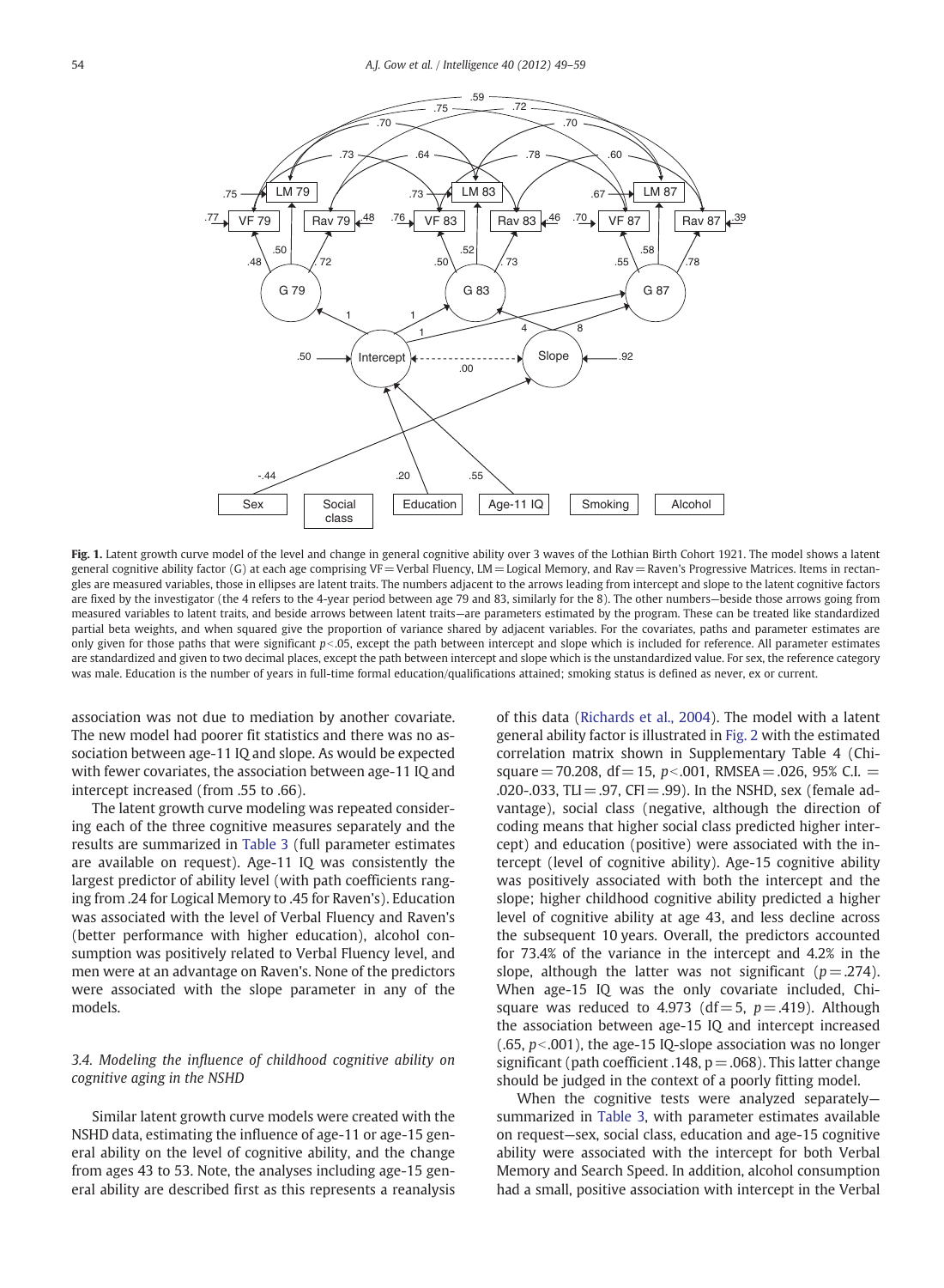**Fig. 1.** Latent growth curve model of the level and change in general cognitive ability over 3 waves of the Lothian Birth Cohort 1921. The model shows a latent general cognitive ability factor (G) at each age comprising VF = Verbal Fluency, LM = Logical Memory, and Rav = Raven's Progressive Matrices. Items in rectangles are measured variables, those in ellipses are latent traits. The numbers adjacent to the arrows leading from intercept and slope to the latent cognitive factors are fixed by the investigator (the 4 refers to the 4-year period between age 79 and 83, similarly for the 8). The other numbers—beside those arrows going from measured variables to latent traits, and beside arrows between latent traits—are parameters estimated by the program. These can be treated like standardized partial beta weights, and when squared give the proportion of variance shared by adjacent variables. For the covariates, paths and parameter estimates are only given for those paths that were significant $p < .05$, except the path between intercept and slope which is included for reference. All parameter estimates are standardized and given to two decimal places, except the path between intercept and slope which is the unstandardized value. For sex, the reference category was male. Education is the number of years in full-time formal education/qualifications attained; smoking status is defined as never, ex or current.

association was not due to mediation by another covariate. The new model had poorer fit statistics and there was no association between age-11 IQ and slope. As would be expected with fewer covariates, the association between age-11 IQ and intercept increased (from .55 to .66).

The latent growth curve modeling was repeated considering each of the three cognitive measures separately and the results are summarized in Table 3 (full parameter estimates are available on request). Age-11 IQ was consistently the largest predictor of ability level (with path coefficients ranging from .24 for Logical Memory to .45 for Raven's). Education was associated with the level of Verbal Fluency and Raven's (better performance with higher education), alcohol consumption was positively related to Verbal Fluency level, and men were at an advantage on Raven's. None of the predictors were associated with the slope parameter in any of the models.

### 3.4. Modeling the influence of childhood cognitive ability on cognitive aging in the NSHD

Similar latent growth curve models were created with the NSHD data, estimating the influence of age-11 or age-15 general ability on the level of cognitive ability, and the change from ages 43 to 53. Note, the analyses including age-15 general ability are described first as this represents a reanalysis of this data (Richards et al., 2004). The model with a latent general ability factor is illustrated in Fig. 2 with the estimated correlation matrix shown in Supplementary Table 4 (Chi-square = 70.208, df = 15, $p < .001$, RMSEA = .026, 95% C.I. = .020-.033, TLI = .97, CFI = .99). In the NSHD, sex (female advantage), social class (negative, although the direction of coding means that higher social class predicted higher intercept) and education (positive) were associated with the intercept (level of cognitive ability). Age-15 cognitive ability was positively associated with both the intercept and the slope; higher childhood cognitive ability predicted a higher level of cognitive ability at age 43, and less decline across the subsequent 10 years. Overall, the predictors accounted for 73.4% of the variance in the intercept and 4.2% in the slope, although the latter was not significant ($p = .274$). When age-15 IQ was the only covariate included, Chi-square was reduced to 4.973 (df = 5, $p = .419$). Although the association between age-15 IQ and intercept increased (.65, $p < .001$), the age-15 IQ-slope association was no longer significant (path coefficient .148, $p = .068$). This latter change should be judged in the context of a poorly fitting model.

When the cognitive tests were analyzed separately—summarized in Table 3, with parameter estimates available on request—sex, social class, education and age-15 cognitive ability were associated with the intercept for both Verbal Memory and Search Speed. In addition, alcohol consumption had a small, positive association with intercept in the Verbal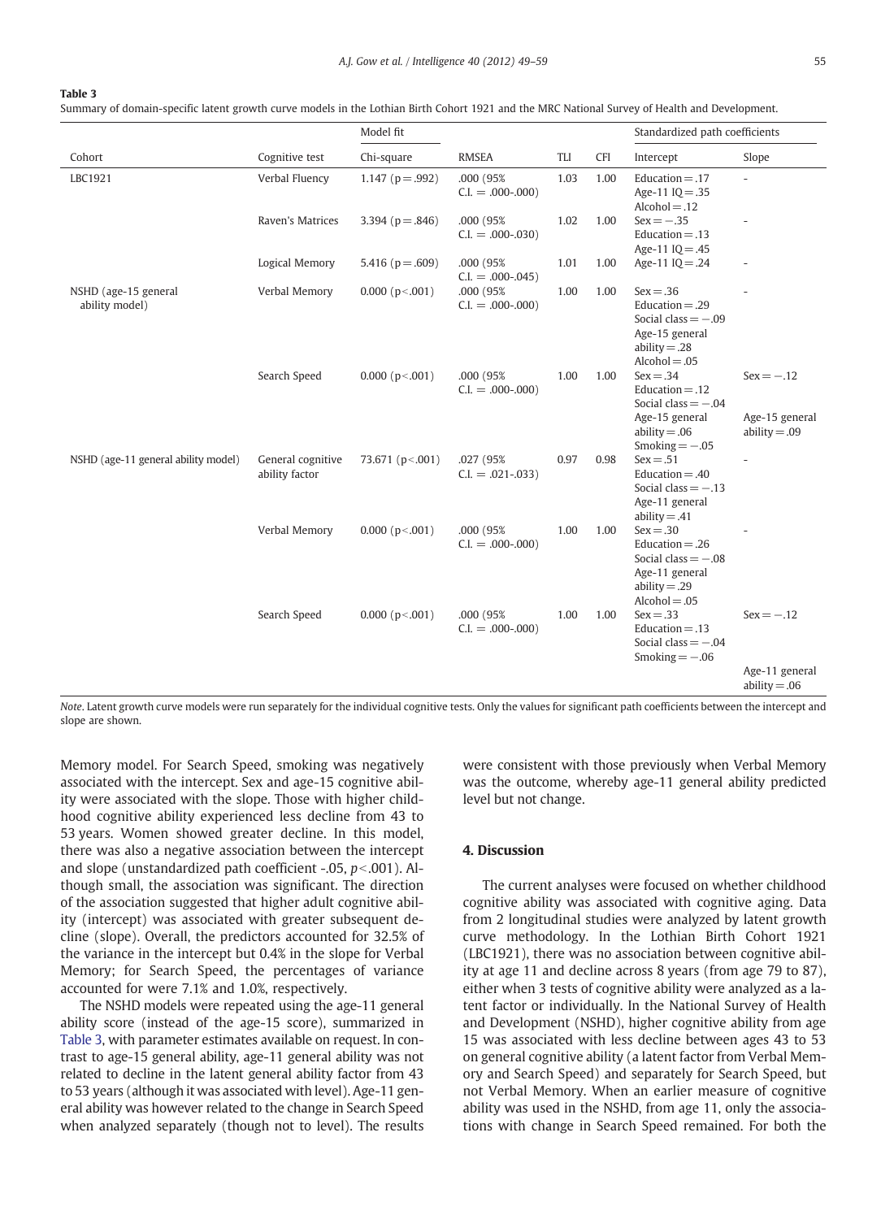**Table 3**

Summary of domain-specific latent growth curve models in the Lothian Birth Cohort 1921 and the MRC National Survey of Health and Development.

| Cohort | Cognitive test | Model fit | | | | Standardized path coefficients | |
|---|---|---|---|---|---|---|---|
| | | Chi-square | RMSEA | TLI | CFI | Intercept | Slope |
| LBC1921 | Verbal Fluency | 1.147 (p = .992) | .000 (95% C.I. = .000-.000) | 1.03 | 1.00 | Education = .17<br>Age-11 IQ = .35<br>Alcohol = .12 | - |
| | Raven's Matrices | 3.394 (p = .846) | .000 (95% C.I. = .000-.030) | 1.02 | 1.00 | Sex = −.35<br>Education = .13<br>Age-11 IQ = .45 | - |
| | Logical Memory | 5.416 (p = .609) | .000 (95% C.I. = .000-.045) | 1.01 | 1.00 | Age-11 IQ = .24 | - |
| NSHD (age-15 general ability model) | Verbal Memory | 0.000 (p < .001) | .000 (95% C.I. = .000-.000) | 1.00 | 1.00 | Sex = .36<br>Education = .29<br>Social class = −.09<br>Age-15 general ability = .28<br>Alcohol = .05 | - |
| | Search Speed | 0.000 (p < .001) | .000 (95% C.I. = .000-.000) | 1.00 | 1.00 | Sex = .34<br>Education = .12<br>Social class = −.04<br>Age-15 general ability = .06<br>Smoking = −.05 | Sex = −.12<br>Age-15 general ability = .09 |
| NSHD (age-11 general ability model) | General cognitive ability factor | 73.671 (p < .001) | .027 (95% C.I. = .021-.033) | 0.97 | 0.98 | Sex = .51<br>Education = .40<br>Social class = −.13<br>Age-11 general ability = .41 | - |
| | Verbal Memory | 0.000 (p < .001) | .000 (95% C.I. = .000-.000) | 1.00 | 1.00 | Sex = .30<br>Education = .26<br>Social class = −.08<br>Age-11 general ability = .29<br>Alcohol = .05 | - |
| | Search Speed | 0.000 (p < .001) | .000 (95% C.I. = .000-.000) | 1.00 | 1.00 | Sex = .33<br>Education = .13<br>Social class = −.04<br>Smoking = −.06 | Sex = −.12<br>Age-11 general ability = .06 |

*Note*. Latent growth curve models were run separately for the individual cognitive tests. Only the values for significant path coefficients between the intercept and slope are shown.

Memory model. For Search Speed, smoking was negatively associated with the intercept. Sex and age-15 cognitive ability were associated with the slope. Those with higher childhood cognitive ability experienced less decline from 43 to 53 years. Women showed greater decline. In this model, there was also a negative association between the intercept and slope (unstandardized path coefficient -.05, $p < .001$). Although small, the association was significant. The direction of the association suggested that higher adult cognitive ability (intercept) was associated with greater subsequent decline (slope). Overall, the predictors accounted for 32.5% of the variance in the intercept but 0.4% in the slope for Verbal Memory; for Search Speed, the percentages of variance accounted for were 7.1% and 1.0%, respectively.

The NSHD models were repeated using the age-11 general ability score (instead of the age-15 score), summarized in Table 3, with parameter estimates available on request. In contrast to age-15 general ability, age-11 general ability was not related to decline in the latent general ability factor from 43 to 53 years (although it was associated with level). Age-11 general ability was however related to the change in Search Speed when analyzed separately (though not to level). The results were consistent with those previously when Verbal Memory was the outcome, whereby age-11 general ability predicted level but not change.

## 4. Discussion

The current analyses were focused on whether childhood cognitive ability was associated with cognitive aging. Data from 2 longitudinal studies were analyzed by latent growth curve methodology. In the Lothian Birth Cohort 1921 (LBC1921), there was no association between cognitive ability at age 11 and decline across 8 years (from age 79 to 87), either when 3 tests of cognitive ability were analyzed as a latent factor or individually. In the National Survey of Health and Development (NSHD), higher cognitive ability from age 15 was associated with less decline between ages 43 to 53 on general cognitive ability (a latent factor from Verbal Memory and Search Speed) and separately for Search Speed, but not Verbal Memory. When an earlier measure of cognitive ability was used in the NSHD, from age 11, only the associations with change in Search Speed remained. For both the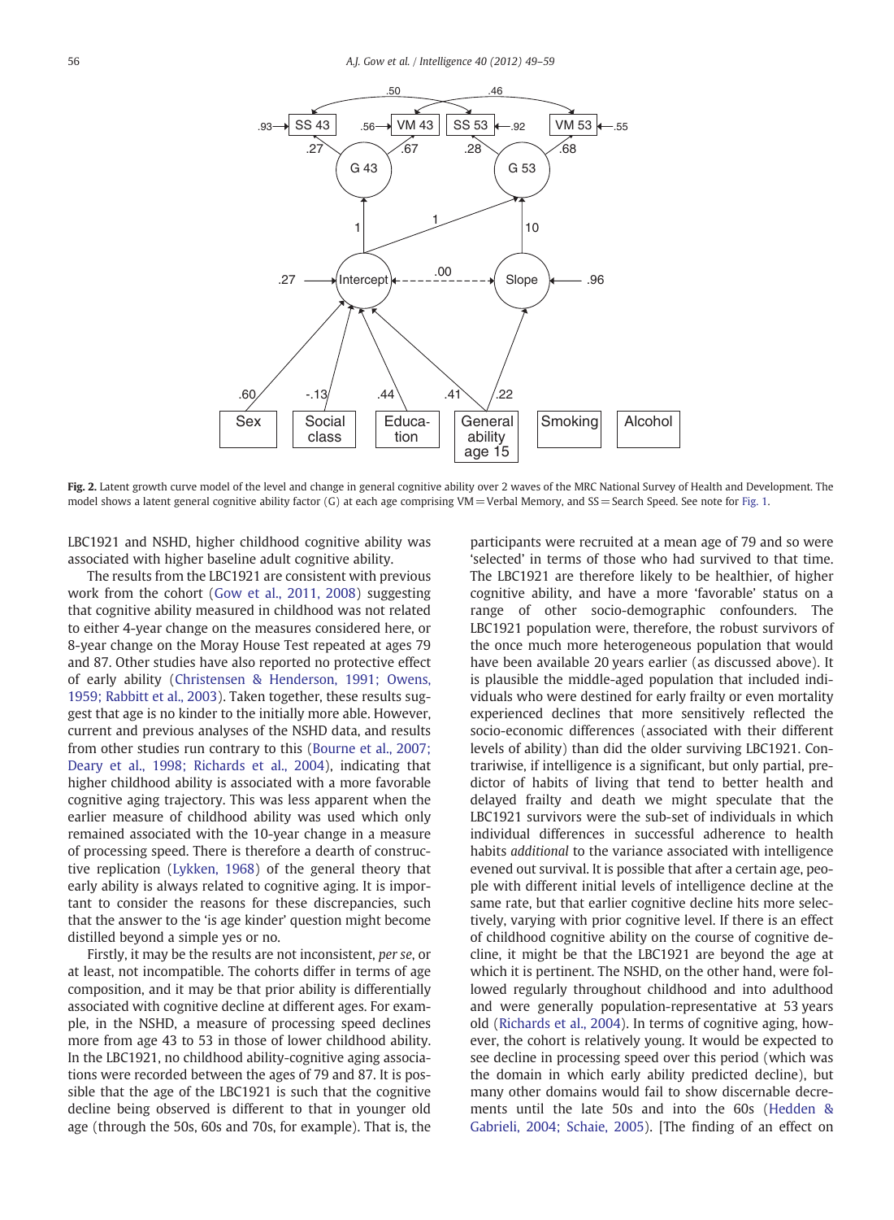Fig. 2. Latent growth curve model of the level and change in general cognitive ability over 2 waves of the MRC National Survey of Health and Development. The model shows a latent general cognitive ability factor (G) at each age comprising VM = Verbal Memory, and SS = Search Speed. See note for Fig. 1.

LBC1921 and NSHD, higher childhood cognitive ability was associated with higher baseline adult cognitive ability.

The results from the LBC1921 are consistent with previous work from the cohort (Gow et al., 2011, 2008) suggesting that cognitive ability measured in childhood was not related to either 4-year change on the measures considered here, or 8-year change on the Moray House Test repeated at ages 79 and 87. Other studies have also reported no protective effect of early ability (Christensen & Henderson, 1991; Owens, 1959; Rabbitt et al., 2003). Taken together, these results suggest that age is no kinder to the initially more able. However, current and previous analyses of the NSHD data, and results from other studies run contrary to this (Bourne et al., 2007; Deary et al., 1998; Richards et al., 2004), indicating that higher childhood ability is associated with a more favorable cognitive aging trajectory. This was less apparent when the earlier measure of childhood ability was used which only remained associated with the 10-year change in a measure of processing speed. There is therefore a dearth of constructive replication (Lykken, 1968) of the general theory that early ability is always related to cognitive aging. It is important to consider the reasons for these discrepancies, such that the answer to the 'is age kinder' question might become distilled beyond a simple yes or no.

Firstly, it may be the results are not inconsistent, *per se*, or at least, not incompatible. The cohorts differ in terms of age composition, and it may be that prior ability is differentially associated with cognitive decline at different ages. For example, in the NSHD, a measure of processing speed declines more from age 43 to 53 in those of lower childhood ability. In the LBC1921, no childhood ability-cognitive aging associations were recorded between the ages of 79 and 87. It is possible that the age of the LBC1921 is such that the cognitive decline being observed is different to that in younger old age (through the 50s, 60s and 70s, for example). That is, the participants were recruited at a mean age of 79 and so were 'selected' in terms of those who had survived to that time. The LBC1921 are therefore likely to be healthier, of higher cognitive ability, and have a more 'favorable' status on a range of other socio-demographic confounders. The LBC1921 population were, therefore, the robust survivors of the once much more heterogeneous population that would have been available 20 years earlier (as discussed above). It is plausible the middle-aged population that included individuals who were destined for early frailty or even mortality experienced declines that more sensitively reflected the socio-economic differences (associated with their different levels of ability) than did the older surviving LBC1921. Contrariwise, if intelligence is a significant, but only partial, predictor of habits of living that tend to better health and delayed frailty and death we might speculate that the LBC1921 survivors were the sub-set of individuals in which individual differences in successful adherence to health habits *additional* to the variance associated with intelligence evened out survival. It is possible that after a certain age, people with different initial levels of intelligence decline at the same rate, but that earlier cognitive decline hits more selectively, varying with prior cognitive level. If there is an effect of childhood cognitive ability on the course of cognitive decline, it might be that the LBC1921 are beyond the age at which it is pertinent. The NSHD, on the other hand, were followed regularly throughout childhood and into adulthood and were generally population-representative at 53 years old (Richards et al., 2004). In terms of cognitive aging, however, the cohort is relatively young. It would be expected to see decline in processing speed over this period (which was the domain in which early ability predicted decline), but many other domains would fail to show discernable decrements until the late 50s and into the 60s (Hedden & Gabrieli, 2004; Schaie, 2005). [The finding of an effect on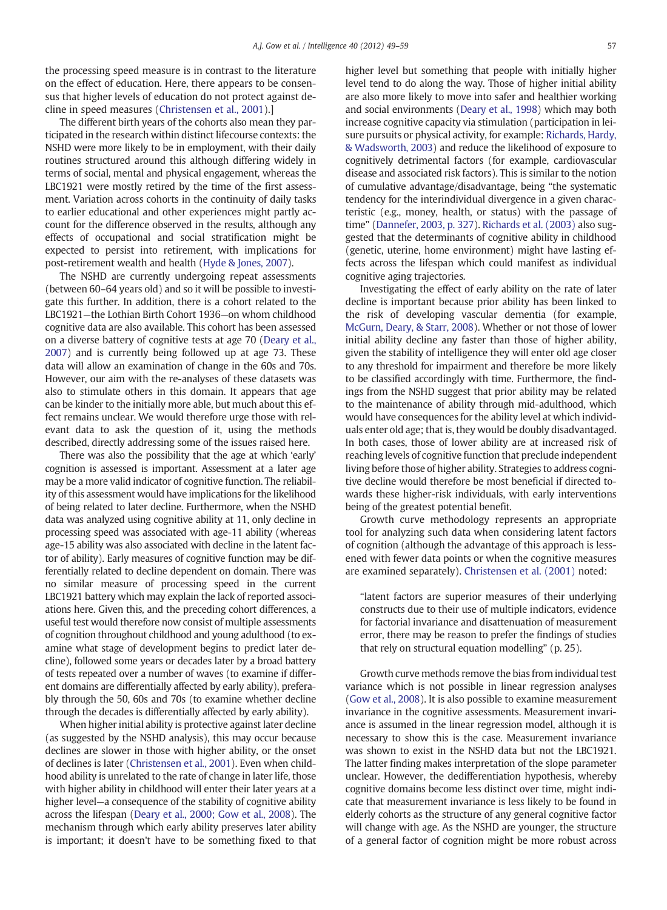the processing speed measure is in contrast to the literature on the effect of education. Here, there appears to be consensus that higher levels of education do not protect against decline in speed measures (Christensen et al., 2001).]

The different birth years of the cohorts also mean they participated in the research within distinct lifecourse contexts: the NSHD were more likely to be in employment, with their daily routines structured around this although differing widely in terms of social, mental and physical engagement, whereas the LBC1921 were mostly retired by the time of the first assessment. Variation across cohorts in the continuity of daily tasks to earlier educational and other experiences might partly account for the difference observed in the results, although any effects of occupational and social stratification might be expected to persist into retirement, with implications for post-retirement wealth and health (Hyde & Jones, 2007).

The NSHD are currently undergoing repeat assessments (between 60–64 years old) and so it will be possible to investigate this further. In addition, there is a cohort related to the LBC1921—the Lothian Birth Cohort 1936—on whom childhood cognitive data are also available. This cohort has been assessed on a diverse battery of cognitive tests at age 70 (Deary et al., 2007) and is currently being followed up at age 73. These data will allow an examination of change in the 60s and 70s. However, our aim with the re-analyses of these datasets was also to stimulate others in this domain. It appears that age can be kinder to the initially more able, but much about this effect remains unclear. We would therefore urge those with relevant data to ask the question of it, using the methods described, directly addressing some of the issues raised here.

There was also the possibility that the age at which 'early' cognition is assessed is important. Assessment at a later age may be a more valid indicator of cognitive function. The reliability of this assessment would have implications for the likelihood of being related to later decline. Furthermore, when the NSHD data was analyzed using cognitive ability at 11, only decline in processing speed was associated with age-11 ability (whereas age-15 ability was also associated with decline in the latent factor of ability). Early measures of cognitive function may be differentially related to decline dependent on domain. There was no similar measure of processing speed in the current LBC1921 battery which may explain the lack of reported associations here. Given this, and the preceding cohort differences, a useful test would therefore now consist of multiple assessments of cognition throughout childhood and young adulthood (to examine what stage of development begins to predict later decline), followed some years or decades later by a broad battery of tests repeated over a number of waves (to examine if different domains are differentially affected by early ability), preferably through the 50, 60s and 70s (to examine whether decline through the decades is differentially affected by early ability).

When higher initial ability is protective against later decline (as suggested by the NSHD analysis), this may occur because declines are slower in those with higher ability, or the onset of declines is later (Christensen et al., 2001). Even when childhood ability is unrelated to the rate of change in later life, those with higher ability in childhood will enter their later years at a higher level—a consequence of the stability of cognitive ability across the lifespan (Deary et al., 2000; Gow et al., 2008). The mechanism through which early ability preserves later ability is important; it doesn't have to be something fixed to that higher level but something that people with initially higher level tend to do along the way. Those of higher initial ability are also more likely to move into safer and healthier working and social environments (Deary et al., 1998) which may both increase cognitive capacity via stimulation (participation in leisure pursuits or physical activity, for example: Richards, Hardy, & Wadsworth, 2003) and reduce the likelihood of exposure to cognitively detrimental factors (for example, cardiovascular disease and associated risk factors). This is similar to the notion of cumulative advantage/disadvantage, being "the systematic tendency for the interindividual divergence in a given characteristic (e.g., money, health, or status) with the passage of time" (Dannefer, 2003, p. 327). Richards et al. (2003) also suggested that the determinants of cognitive ability in childhood (genetic, uterine, home environment) might have lasting effects across the lifespan which could manifest as individual cognitive aging trajectories.

Investigating the effect of early ability on the rate of later decline is important because prior ability has been linked to the risk of developing vascular dementia (for example, McGurn, Deary, & Starr, 2008). Whether or not those of lower initial ability decline any faster than those of higher ability, given the stability of intelligence they will enter old age closer to any threshold for impairment and therefore be more likely to be classified accordingly with time. Furthermore, the findings from the NSHD suggest that prior ability may be related to the maintenance of ability through mid-adulthood, which would have consequences for the ability level at which individuals enter old age; that is, they would be doubly disadvantaged. In both cases, those of lower ability are at increased risk of reaching levels of cognitive function that preclude independent living before those of higher ability. Strategies to address cognitive decline would therefore be most beneficial if directed towards these higher-risk individuals, with early interventions being of the greatest potential benefit.

Growth curve methodology represents an appropriate tool for analyzing such data when considering latent factors of cognition (although the advantage of this approach is lessened with fewer data points or when the cognitive measures are examined separately). Christensen et al. (2001) noted:

> "latent factors are superior measures of their underlying constructs due to their use of multiple indicators, evidence for factorial invariance and disattenuation of measurement error, there may be reason to prefer the findings of studies that rely on structural equation modelling" (p. 25).

Growth curve methods remove the bias from individual test variance which is not possible in linear regression analyses (Gow et al., 2008). It is also possible to examine measurement invariance in the cognitive assessments. Measurement invariance is assumed in the linear regression model, although it is necessary to show this is the case. Measurement invariance was shown to exist in the NSHD data but not the LBC1921. The latter finding makes interpretation of the slope parameter unclear. However, the dedifferentiation hypothesis, whereby cognitive domains become less distinct over time, might indicate that measurement invariance is less likely to be found in elderly cohorts as the structure of any general cognitive factor will change with age. As the NSHD are younger, the structure of a general factor of cognition might be more robust across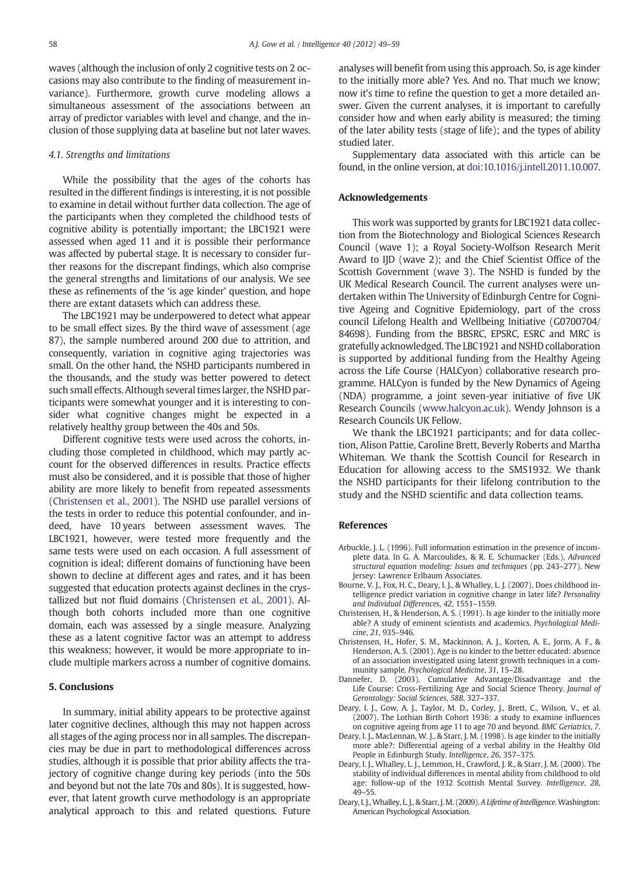waves (although the inclusion of only 2 cognitive tests on 2 occasions may also contribute to the finding of measurement invariance). Furthermore, growth curve modeling allows a simultaneous assessment of the associations between an array of predictor variables with level and change, and the inclusion of those supplying data at baseline but not later waves.

### 4.1. Strengths and limitations

While the possibility that the ages of the cohorts has resulted in the different findings is interesting, it is not possible to examine in detail without further data collection. The age of the participants when they completed the childhood tests of cognitive ability is potentially important; the LBC1921 were assessed when aged 11 and it is possible their performance was affected by pubertal stage. It is necessary to consider further reasons for the discrepant findings, which also comprise the general strengths and limitations of our analysis. We see these as refinements of the 'is age kinder' question, and hope there are extant datasets which can address these.

The LBC1921 may be underpowered to detect what appear to be small effect sizes. By the third wave of assessment (age 87), the sample numbered around 200 due to attrition, and consequently, variation in cognitive aging trajectories was small. On the other hand, the NSHD participants numbered in the thousands, and the study was better powered to detect such small effects. Although several times larger, the NSHD participants were somewhat younger and it is interesting to consider what cognitive changes might be expected in a relatively healthy group between the 40s and 50s.

Different cognitive tests were used across the cohorts, including those completed in childhood, which may partly account for the observed differences in results. Practice effects must also be considered, and it is possible that those of higher ability are more likely to benefit from repeated assessments (Christensen et al., 2001). The NSHD use parallel versions of the tests in order to reduce this potential confounder, and indeed, have 10 years between assessment waves. The LBC1921, however, were tested more frequently and the same tests were used on each occasion. A full assessment of cognition is ideal; different domains of functioning have been shown to decline at different ages and rates, and it has been suggested that education protects against declines in the crystallized but not fluid domains (Christensen et al., 2001). Although both cohorts included more than one cognitive domain, each was assessed by a single measure. Analyzing these as a latent cognitive factor was an attempt to address this weakness; however, it would be more appropriate to include multiple markers across a number of cognitive domains.

## 5. Conclusions

In summary, initial ability appears to be protective against later cognitive declines, although this may not happen across all stages of the aging process nor in all samples. The discrepancies may be due in part to methodological differences across studies, although it is possible that prior ability affects the trajectory of cognitive change during key periods (into the 50s and beyond but not the late 70s and 80s). It is suggested, however, that latent growth curve methodology is an appropriate analytical approach to this and related questions. Future analyses will benefit from using this approach. So, is age kinder to the initially more able? Yes. And no. That much we know; now it's time to refine the question to get a more detailed answer. Given the current analyses, it is important to carefully consider how and when early ability is measured; the timing of the later ability tests (stage of life); and the types of ability studied later.

Supplementary data associated with this article can be found, in the online version, at doi:10.1016/j.intell.2011.10.007.

## Acknowledgements

This work was supported by grants for LBC1921 data collection from the Biotechnology and Biological Sciences Research Council (wave 1); a Royal Society-Wolfson Research Merit Award to IJD (wave 2); and the Chief Scientist Office of the Scottish Government (wave 3). The NSHD is funded by the UK Medical Research Council. The current analyses were undertaken within The University of Edinburgh Centre for Cognitive Ageing and Cognitive Epidemiology, part of the cross council Lifelong Health and Wellbeing Initiative (G0700704/84698). Funding from the BBSRC, EPSRC, ESRC and MRC is gratefully acknowledged. The LBC1921 and NSHD collaboration is supported by additional funding from the Healthy Ageing across the Life Course (HALCyon) collaborative research programme. HALCyon is funded by the New Dynamics of Ageing (NDA) programme, a joint seven-year initiative of five UK Research Councils (www.halcyon.ac.uk). Wendy Johnson is a Research Councils UK Fellow.

We thank the LBC1921 participants; and for data collection, Alison Pattie, Caroline Brett, Beverly Roberts and Martha Whiteman. We thank the Scottish Council for Research in Education for allowing access to the SMS1932. We thank the NSHD participants for their lifelong contribution to the study and the NSHD scientific and data collection teams.

## References

Arbuckle, J. L. (1996). Full information estimation in the presence of incomplete data. In G. A. Marcoulides, & R. E. Schumacker (Eds.), *Advanced structural equation modeling: Issues and techniques* (pp. 243–277). New Jersey: Lawrence Erlbaum Associates.

Bourne, V. J., Fox, H. C., Deary, I. J., & Whalley, L. J. (2007). Does childhood intelligence predict variation in cognitive change in later life? *Personality and Individual Differences*, *42*, 1551–1559.

Christensen, H., & Henderson, A. S. (1991). Is age kinder to the initially more able? A study of eminent scientists and academics. *Psychological Medicine*, *21*, 935–946.

Christensen, H., Hofer, S. M., Mackinnon, A. J., Korten, A. E., Jorm, A. F., & Henderson, A. S. (2001). Age is no kinder to the better educated: absence of an association investigated using latent growth techniques in a community sample. *Psychological Medicine*, *31*, 15–28.

Dannefer, D. (2003). Cumulative Advantage/Disadvantage and the Life Course: Cross-Fertilizing Age and Social Science Theory. *Journal of Gerontology: Social Sciences*, *58B*, 327–337.

Deary, I. J., Gow, A. J., Taylor, M. D., Corley, J., Brett, C., Wilson, V., et al. (2007). The Lothian Birth Cohort 1936: a study to examine influences on cognitive ageing from age 11 to age 70 and beyond. *BMC Geriatrics*, *7*.

Deary, I. J., MacLennan, W. J., & Starr, J. M. (1998). Is age kinder to the initially more able?: Differential ageing of a verbal ability in the Healthy Old People in Edinburgh Study. *Intelligence*, *26*, 357–375.

Deary, I. J., Whalley, L. J., Lemmon, H., Crawford, J. R., & Starr, J. M. (2000). The stability of individual differences in mental ability from childhood to old age: follow-up of the 1932 Scottish Mental Survey. *Intelligence*, *28*, 49–55.

Deary, I. J., Whalley, L. J., & Starr, J. M. (2009). *A Lifetime of Intelligence.* Washington: American Psychological Association.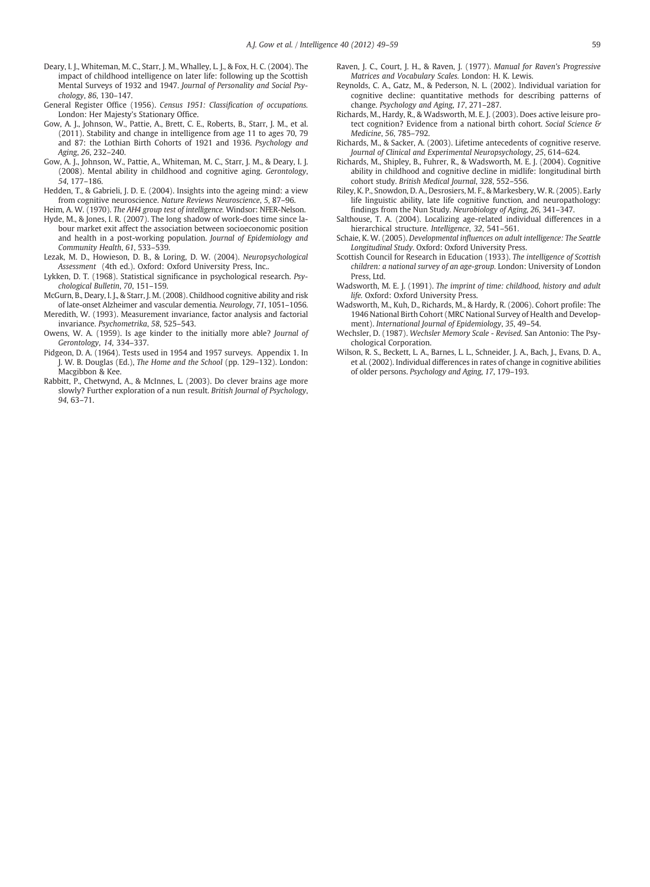Deary, I. J., Whiteman, M. C., Starr, J. M., Whalley, L. J., & Fox, H. C. (2004). The impact of childhood intelligence on later life: following up the Scottish Mental Surveys of 1932 and 1947. *Journal of Personality and Social Psychology*, *86*, 130–147.

General Register Office (1956). *Census 1951: Classification of occupations.* London: Her Majesty's Stationary Office.

Gow, A. J., Johnson, W., Pattie, A., Brett, C. E., Roberts, B., Starr, J. M., et al. (2011). Stability and change in intelligence from age 11 to ages 70, 79 and 87: the Lothian Birth Cohorts of 1921 and 1936. *Psychology and Aging*, *26*, 232–240.

Gow, A. J., Johnson, W., Pattie, A., Whiteman, M. C., Starr, J. M., & Deary, I. J. (2008). Mental ability in childhood and cognitive aging. *Gerontology*, *54*, 177–186.

Hedden, T., & Gabrieli, J. D. E. (2004). Insights into the ageing mind: a view from cognitive neuroscience. *Nature Reviews Neuroscience*, *5*, 87–96.

Heim, A. W. (1970). *The AH4 group test of intelligence.* Windsor: NFER-Nelson.

Hyde, M., & Jones, I. R. (2007). The long shadow of work-does time since labour market exit affect the association between socioeconomic position and health in a post-working population. *Journal of Epidemiology and Community Health*, *61*, 533–539.

Lezak, M. D., Howieson, D. B., & Loring, D. W. (2004). *Neuropsychological Assessment* (4th ed.). Oxford: Oxford University Press, Inc..

Lykken, D. T. (1968). Statistical significance in psychological research. *Psychological Bulletin*, *70*, 151–159.

McGurn, B., Deary, I. J., & Starr, J. M. (2008). Childhood cognitive ability and risk of late-onset Alzheimer and vascular dementia. *Neurology*, *71*, 1051–1056.

Meredith, W. (1993). Measurement invariance, factor analysis and factorial invariance. *Psychometrika*, *58*, 525–543.

Owens, W. A. (1959). Is age kinder to the initially more able? *Journal of Gerontology*, *14*, 334–337.

Pidgeon, D. A. (1964). Tests used in 1954 and 1957 surveys. Appendix 1. In J. W. B. Douglas (Ed.), *The Home and the School* (pp. 129–132). London: Macgibbon & Kee.

Rabbitt, P., Chetwynd, A., & McInnes, L. (2003). Do clever brains age more slowly? Further exploration of a nun result. *British Journal of Psychology*, *94*, 63–71.

Raven, J. C., Court, J. H., & Raven, J. (1977). *Manual for Raven's Progressive Matrices and Vocabulary Scales.* London: H. K. Lewis.

Reynolds, C. A., Gatz, M., & Pederson, N. L. (2002). Individual variation for cognitive decline: quantitative methods for describing patterns of change. *Psychology and Aging*, *17*, 271–287.

Richards, M., Hardy, R., & Wadsworth, M. E. J. (2003). Does active leisure protect cognition? Evidence from a national birth cohort. *Social Science & Medicine*, *56*, 785–792.

Richards, M., & Sacker, A. (2003). Lifetime antecedents of cognitive reserve. *Journal of Clinical and Experimental Neuropsychology*, *25*, 614–624.

Richards, M., Shipley, B., Fuhrer, R., & Wadsworth, M. E. J. (2004). Cognitive ability in childhood and cognitive decline in midlife: longitudinal birth cohort study. *British Medical Journal*, *328*, 552–556.

Riley, K. P., Snowdon, D. A., Desrosiers, M. F., & Markesbery, W. R. (2005). Early life linguistic ability, late life cognitive function, and neuropathology: findings from the Nun Study. *Neurobiology of Aging*, *26*, 341–347.

Salthouse, T. A. (2004). Localizing age-related individual differences in a hierarchical structure. *Intelligence*, *32*, 541–561.

Schaie, K. W. (2005). *Developmental influences on adult intelligence: The Seattle Longitudinal Study.* Oxford: Oxford University Press.

Scottish Council for Research in Education (1933). *The intelligence of Scottish children: a national survey of an age-group.* London: University of London Press, Ltd.

Wadsworth, M. E. J. (1991). *The imprint of time: childhood, history and adult life.* Oxford: Oxford University Press.

Wadsworth, M., Kuh, D., Richards, M., & Hardy, R. (2006). Cohort profile: The 1946 National Birth Cohort (MRC National Survey of Health and Development). *International Journal of Epidemiology*, *35*, 49–54.

Wechsler, D. (1987). *Wechsler Memory Scale - Revised.* San Antonio: The Psychological Corporation.

Wilson, R. S., Beckett, L. A., Barnes, L. L., Schneider, J. A., Bach, J., Evans, D. A., et al. (2002). Individual differences in rates of change in cognitive abilities of older persons. *Psychology and Aging*, *17*, 179–193.